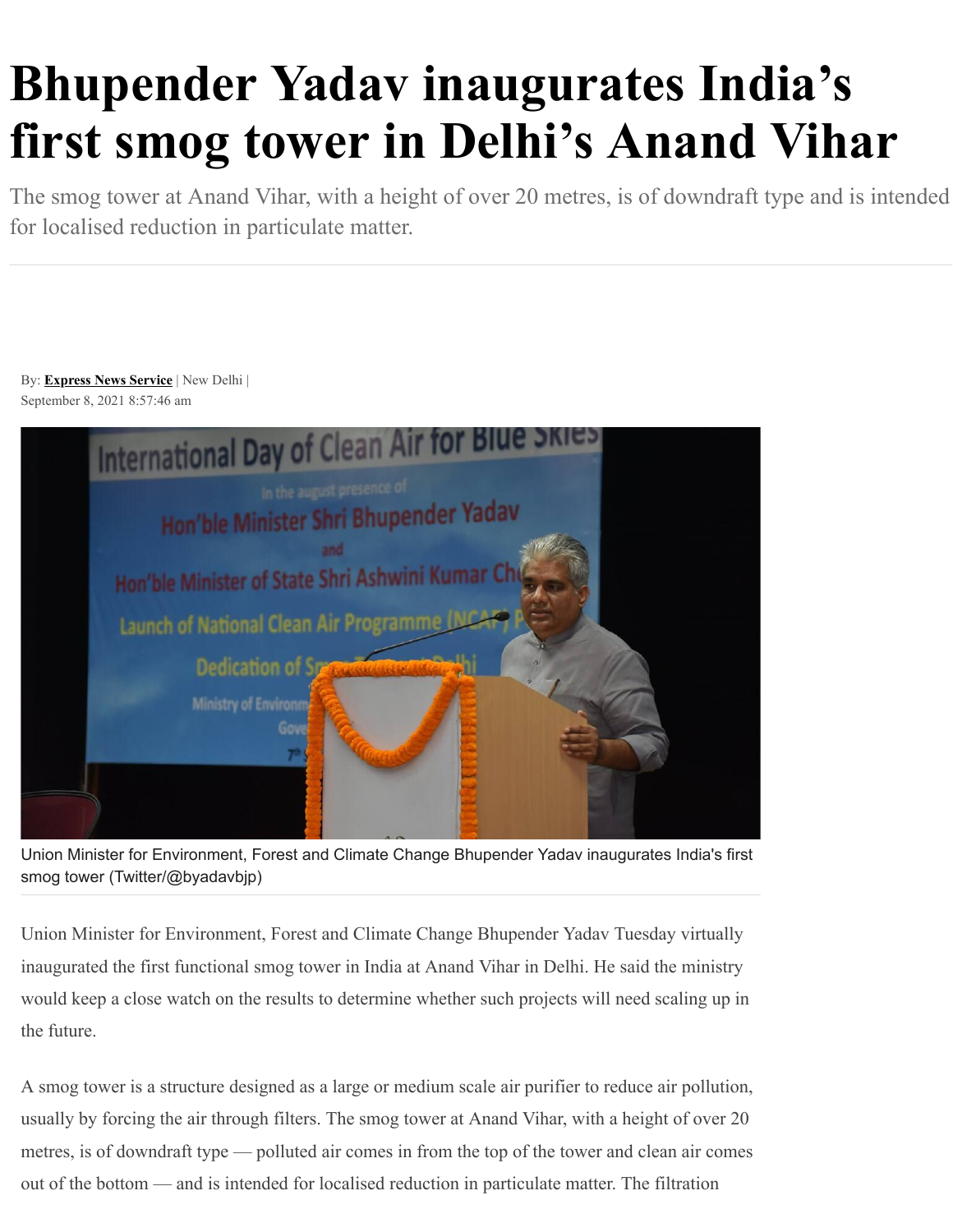# Bhupender Yadav inaugurates India's first smog tower in Delhi's Anand Vihar

The smog tower at Anand Vihar, with a height of over 20 metres, is of downdraft type and is intended for localised reduction in particulate matter.

By: **Express News Service** | New Delhi |
September 8, 2021 8:57:46 am

Union Minister for Environment, Forest and Climate Change Bhupender Yadav inaugurates India's first smog tower (Twitter/@byadavbjp)

Union Minister for Environment, Forest and Climate Change Bhupender Yadav Tuesday virtually inaugurated the first functional smog tower in India at Anand Vihar in Delhi. He said the ministry would keep a close watch on the results to determine whether such projects will need scaling up in the future.

A smog tower is a structure designed as a large or medium scale air purifier to reduce air pollution, usually by forcing the air through filters. The smog tower at Anand Vihar, with a height of over 20 metres, is of downdraft type — polluted air comes in from the top of the tower and clean air comes out of the bottom — and is intended for localised reduction in particulate matter. The filtration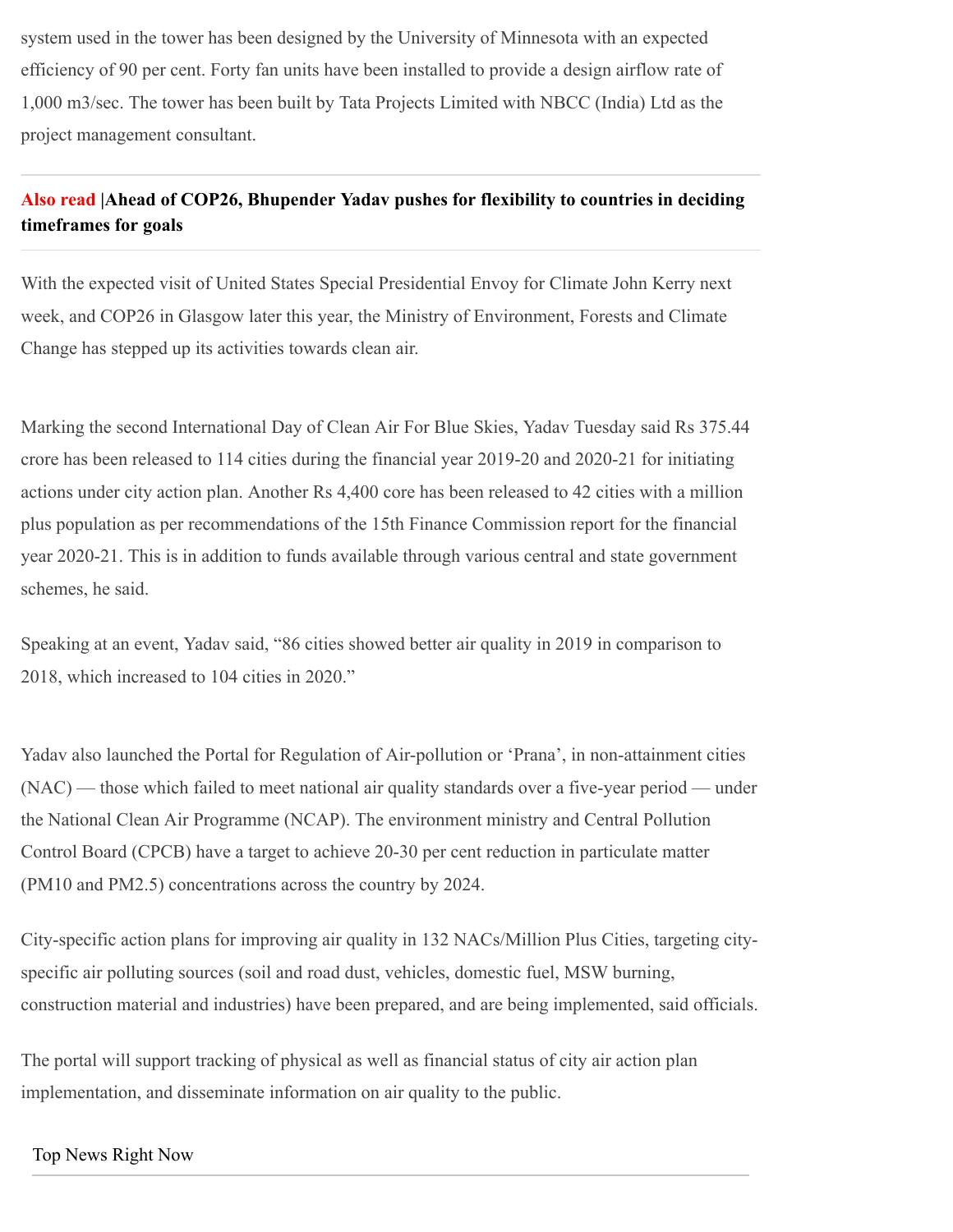system used in the tower has been designed by the University of Minnesota with an expected efficiency of 90 per cent. Forty fan units have been installed to provide a design airflow rate of 1,000 m3/sec. The tower has been built by Tata Projects Limited with NBCC (India) Ltd as the project management consultant.

---

**Also read |Ahead of COP26, Bhupender Yadav pushes for flexibility to countries in deciding timeframes for goals**

---

With the expected visit of United States Special Presidential Envoy for Climate John Kerry next week, and COP26 in Glasgow later this year, the Ministry of Environment, Forests and Climate Change has stepped up its activities towards clean air.

Marking the second International Day of Clean Air For Blue Skies, Yadav Tuesday said Rs 375.44 crore has been released to 114 cities during the financial year 2019-20 and 2020-21 for initiating actions under city action plan. Another Rs 4,400 core has been released to 42 cities with a million plus population as per recommendations of the 15th Finance Commission report for the financial year 2020-21. This is in addition to funds available through various central and state government schemes, he said.

Speaking at an event, Yadav said, "86 cities showed better air quality in 2019 in comparison to 2018, which increased to 104 cities in 2020."

Yadav also launched the Portal for Regulation of Air-pollution or 'Prana', in non-attainment cities (NAC) — those which failed to meet national air quality standards over a five-year period — under the National Clean Air Programme (NCAP). The environment ministry and Central Pollution Control Board (CPCB) have a target to achieve 20-30 per cent reduction in particulate matter (PM10 and PM2.5) concentrations across the country by 2024.

City-specific action plans for improving air quality in 132 NACs/Million Plus Cities, targeting city-specific air polluting sources (soil and road dust, vehicles, domestic fuel, MSW burning, construction material and industries) have been prepared, and are being implemented, said officials.

The portal will support tracking of physical as well as financial status of city air action plan implementation, and disseminate information on air quality to the public.

Top News Right Now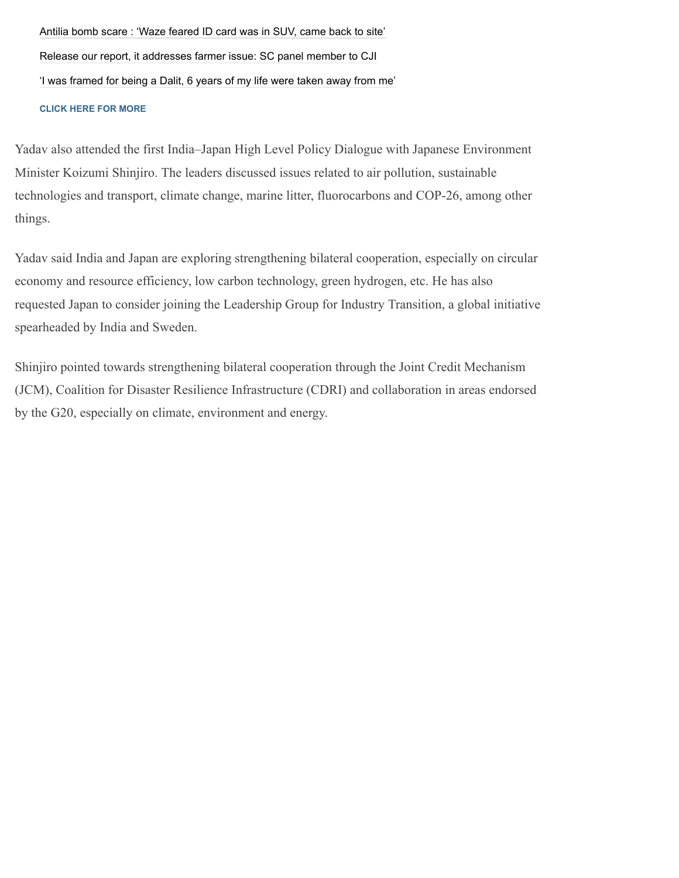Antilia bomb scare : 'Waze feared ID card was in SUV, came back to site'

Release our report, it addresses farmer issue: SC panel member to CJI

'I was framed for being a Dalit, 6 years of my life were taken away from me'

CLICK HERE FOR MORE

Yadav also attended the first India–Japan High Level Policy Dialogue with Japanese Environment Minister Koizumi Shinjiro. The leaders discussed issues related to air pollution, sustainable technologies and transport, climate change, marine litter, fluorocarbons and COP-26, among other things.

Yadav said India and Japan are exploring strengthening bilateral cooperation, especially on circular economy and resource efficiency, low carbon technology, green hydrogen, etc. He has also requested Japan to consider joining the Leadership Group for Industry Transition, a global initiative spearheaded by India and Sweden.

Shinjiro pointed towards strengthening bilateral cooperation through the Joint Credit Mechanism (JCM), Coalition for Disaster Resilience Infrastructure (CDRI) and collaboration in areas endorsed by the G20, especially on climate, environment and energy.